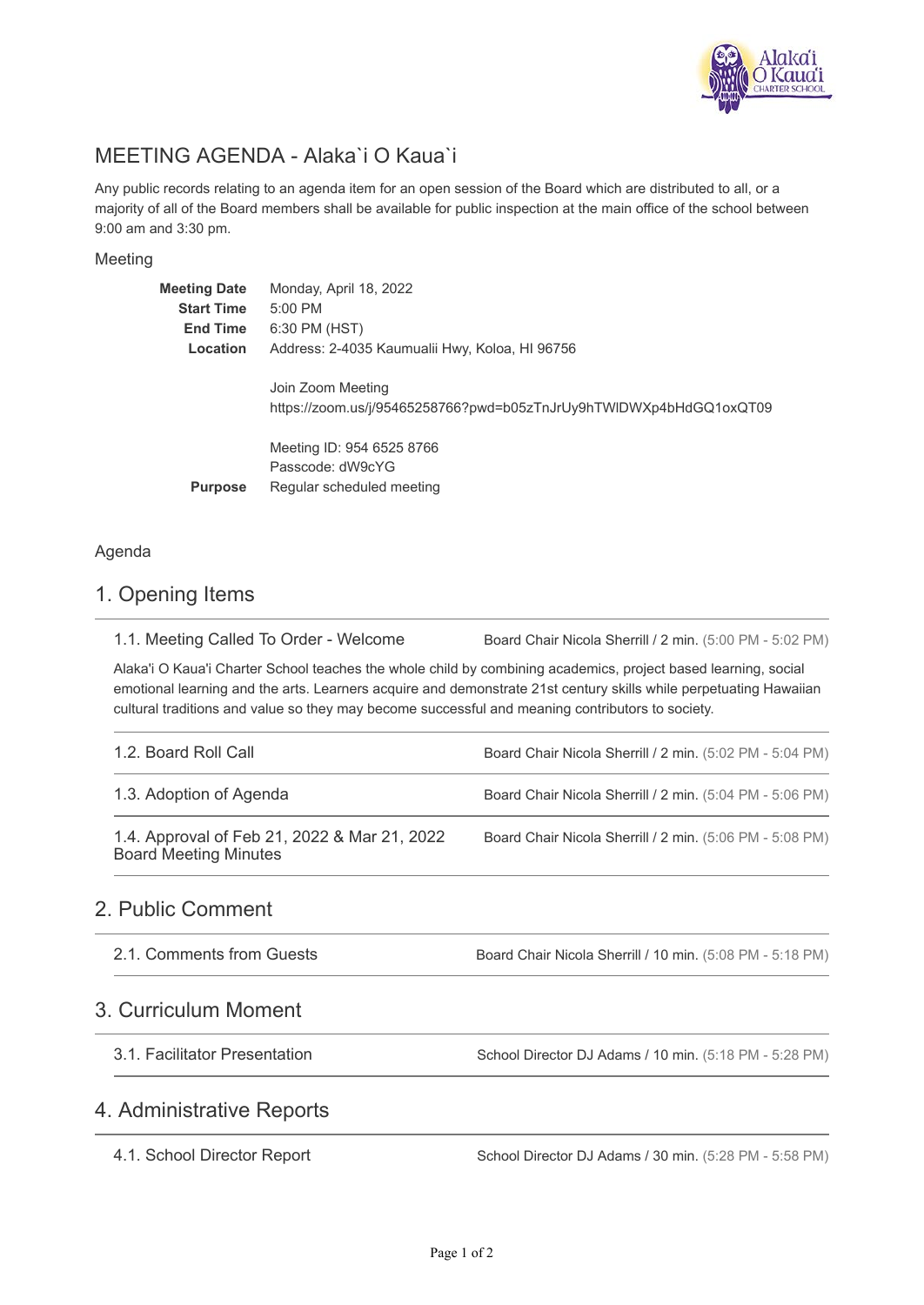# MEETING AGENDA - Alaka`i O Kaua`i

Any public records relating to an agenda item for an open session of the Board which are distributed to all, or a majority of all of the Board members shall be available for public inspection at the main office of the school between 9:00 am and 3:30 pm.

## Meeting

| | |
|---|---|
| **Meeting Date** | Monday, April 18, 2022 |
| **Start Time** | 5:00 PM |
| **End Time** | 6:30 PM (HST) |
| **Location** | Address: 2-4035 Kaumualii Hwy, Koloa, HI 96756<br><br>Join Zoom Meeting<br>https://zoom.us/j/95465258766?pwd=b05zTnJrUy9hTWlDWXp4bHdGQ1oxQT09<br><br>Meeting ID: 954 6525 8766<br>Passcode: dW9cYG |
| **Purpose** | Regular scheduled meeting |

## Agenda

## 1. Opening Items

**1.1. Meeting Called To Order - Welcome** — Board Chair Nicola Sherrill / 2 min. (5:00 PM - 5:02 PM)

Alaka'i O Kaua'i Charter School teaches the whole child by combining academics, project based learning, social emotional learning and the arts. Learners acquire and demonstrate 21st century skills while perpetuating Hawaiian cultural traditions and value so they may become successful and meaning contributors to society.

**1.2. Board Roll Call** — Board Chair Nicola Sherrill / 2 min. (5:02 PM - 5:04 PM)

**1.3. Adoption of Agenda** — Board Chair Nicola Sherrill / 2 min. (5:04 PM - 5:06 PM)

**1.4. Approval of Feb 21, 2022 & Mar 21, 2022 Board Meeting Minutes** — Board Chair Nicola Sherrill / 2 min. (5:06 PM - 5:08 PM)

## 2. Public Comment

**2.1. Comments from Guests** — Board Chair Nicola Sherrill / 10 min. (5:08 PM - 5:18 PM)

## 3. Curriculum Moment

**3.1. Facilitator Presentation** — School Director DJ Adams / 10 min. (5:18 PM - 5:28 PM)

## 4. Administrative Reports

**4.1. School Director Report** — School Director DJ Adams / 30 min. (5:28 PM - 5:58 PM)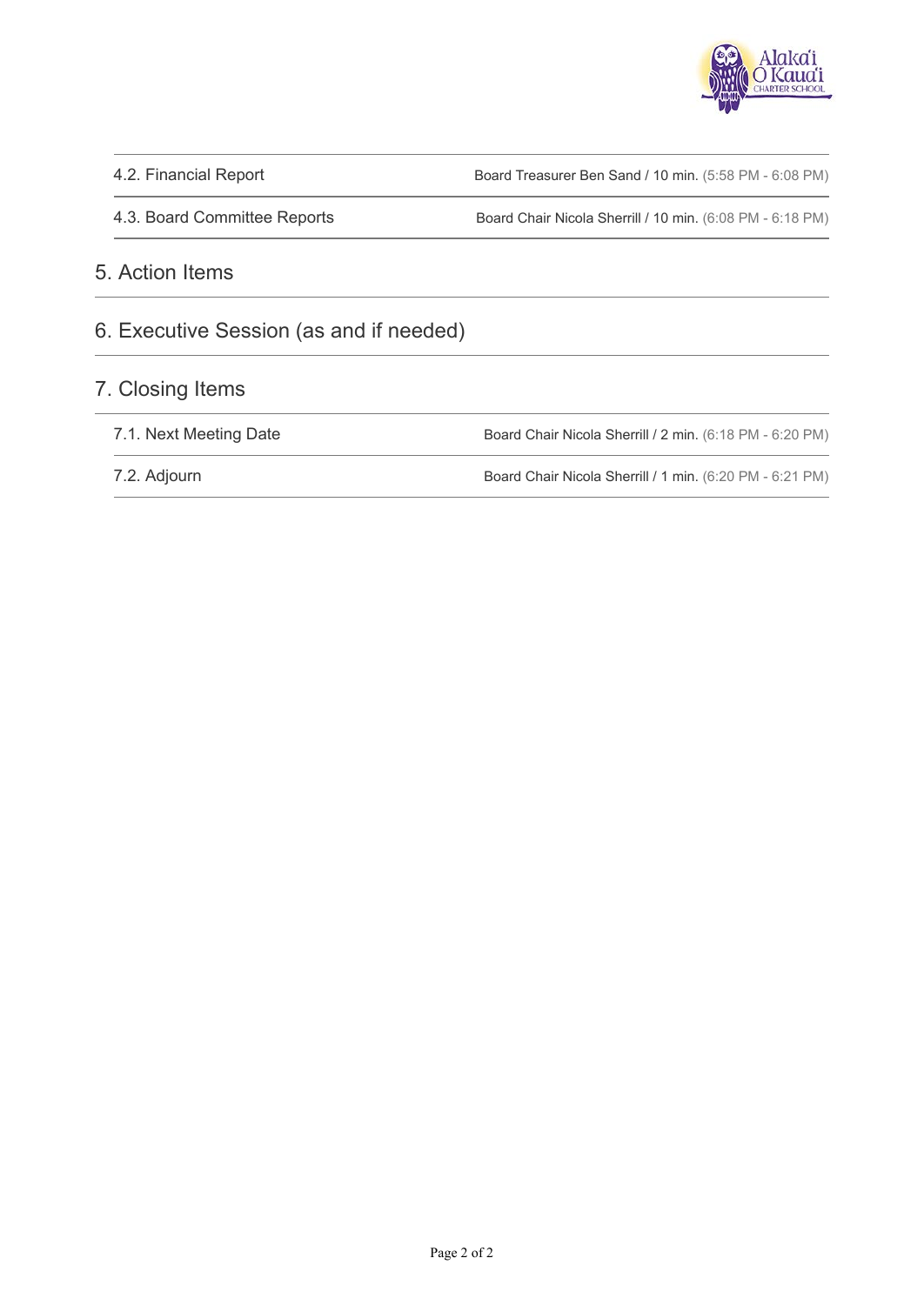4.2. Financial Report — Board Treasurer Ben Sand / 10 min. (5:58 PM - 6:08 PM)

4.3. Board Committee Reports — Board Chair Nicola Sherrill / 10 min. (6:08 PM - 6:18 PM)

## 5. Action Items

## 6. Executive Session (as and if needed)

## 7. Closing Items

7.1. Next Meeting Date — Board Chair Nicola Sherrill / 2 min. (6:18 PM - 6:20 PM)

7.2. Adjourn — Board Chair Nicola Sherrill / 1 min. (6:20 PM - 6:21 PM)